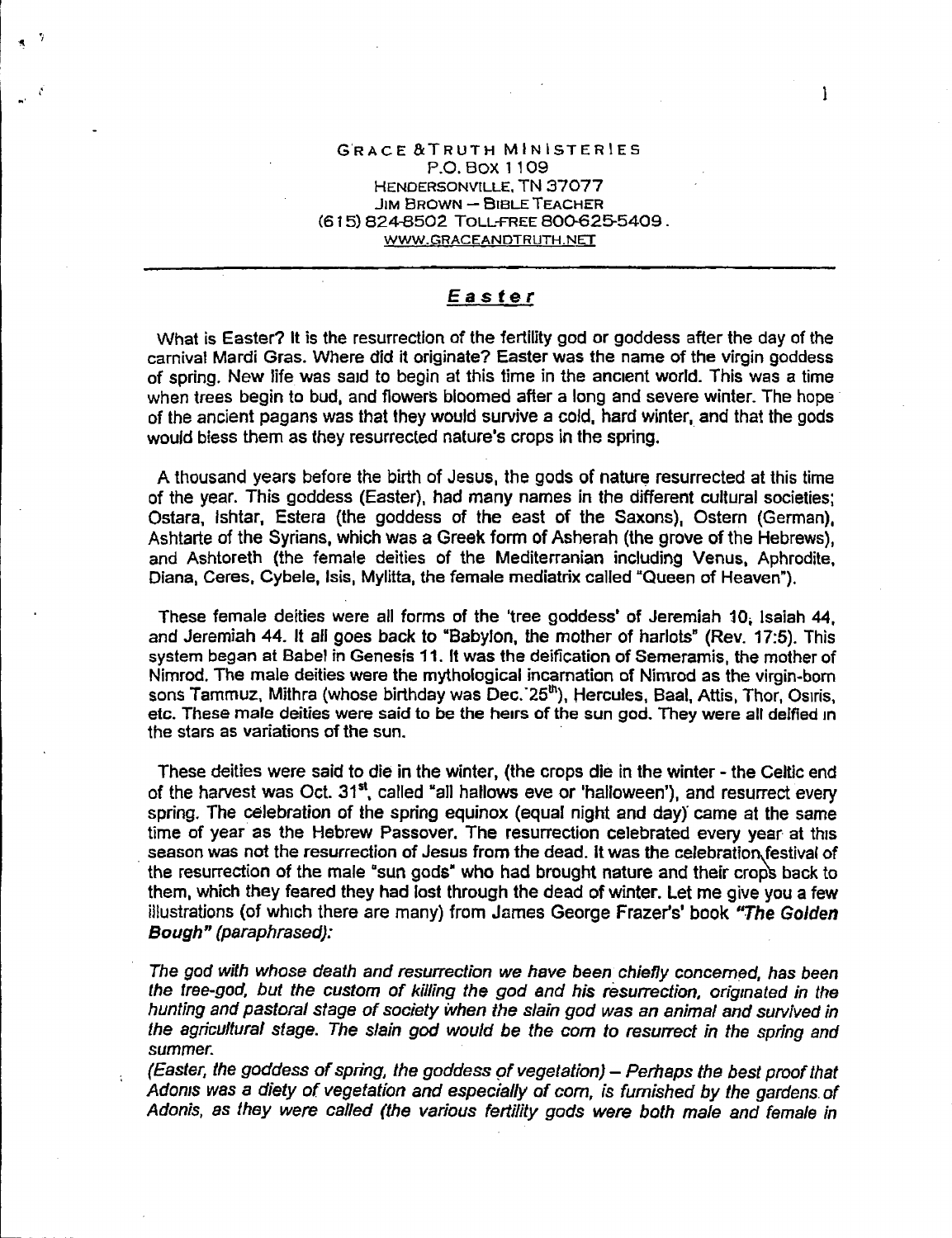GRACE & TRUTH MINISTERIES
P.O. BOX 1109
HENDERSONVILLE, TN 37077
JIM BROWN – BIBLE TEACHER
(615) 824-8502 TOLL-FREE 800-625-5409.
WWW.GRACEANDTRUTH.NET

---

## Easter

What is Easter? It is the resurrection of the fertility god or goddess after the day of the carnival Mardi Gras. Where did it originate? Easter was the name of the virgin goddess of spring. New life was said to begin at this time in the ancient world. This was a time when trees begin to bud, and flowers bloomed after a long and severe winter. The hope of the ancient pagans was that they would survive a cold, hard winter, and that the gods would bless them as they resurrected nature's crops in the spring.

A thousand years before the birth of Jesus, the gods of nature resurrected at this time of the year. This goddess (Easter), had many names in the different cultural societies; Ostara, Ishtar, Estera (the goddess of the east of the Saxons), Ostern (German), Ashtarte of the Syrians, which was a Greek form of Asherah (the grove of the Hebrews), and Ashtoreth (the female deities of the Mediterranian including Venus, Aphrodite, Diana, Ceres, Cybele, Isis, Mylitta, the female mediatrix called "Queen of Heaven").

These female deities were all forms of the 'tree goddess' of Jeremiah 10, Isaiah 44, and Jeremiah 44. It all goes back to "Babylon, the mother of harlots" (Rev. 17:5). This system began at Babel in Genesis 11. It was the deification of Semeramis, the mother of Nimrod. The male deities were the mythological incarnation of Nimrod as the virgin-born sons Tammuz, Mithra (whose birthday was Dec. 25th), Hercules, Baal, Attis, Thor, Osiris, etc. These male deities were said to be the heirs of the sun god. They were all deified in the stars as variations of the sun.

These deities were said to die in the winter, (the crops die in the winter - the Celtic end of the harvest was Oct. 31st, called "all hallows eve or 'halloween'), and resurrect every spring. The celebration of the spring equinox (equal night and day) came at the same time of year as the Hebrew Passover. The resurrection celebrated every year at this season was not the resurrection of Jesus from the dead. It was the celebration festival of the resurrection of the male "sun gods" who had brought nature and their crops back to them, which they feared they had lost through the dead of winter. Let me give you a few illustrations (of which there are many) from James George Frazer's' book ***"The Golden Bough" (paraphrased):***

*The god with whose death and resurrection we have been chiefly concerned, has been the tree-god, but the custom of killing the god and his resurrection, originated in the hunting and pastoral stage of society when the slain god was an animal and survived in the agricultural stage. The slain god would be the corn to resurrect in the spring and summer.*

*(Easter, the goddess of spring, the goddess of vegetation) – Perhaps the best proof that Adonis was a diety of vegetation and especially of corn, is furnished by the gardens of Adonis, as they were called (the various fertility gods were both male and female in*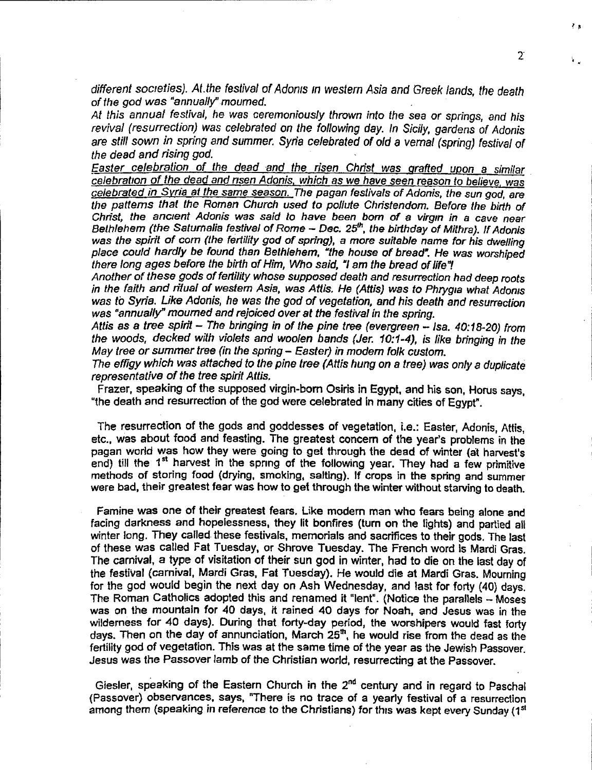*different societies). At the festival of Adonis in western Asia and Greek lands, the death of the god was "annually" mourned.*

*At this annual festival, he was ceremoniously thrown into the sea or springs, and his revival (resurrection) was celebrated on the following day. In Sicily, gardens of Adonis are still sown in spring and summer. Syria celebrated of old a vernal (spring) festival of the dead and rising god.*

*<u>Easter celebration of the dead and the risen Christ was grafted upon a similar celebration of the dead and risen Adonis, which as we have seen reason to believe, was celebrated in Syria at the same season.</u> The pagan festivals of Adonis, the sun god, are the patterns that the Roman Church used to pollute Christendom. Before the birth of Christ, the ancient Adonis was said to have been born of a virgin in a cave near Bethlehem (the Saturnalia festival of Rome – Dec. 25th, the birthday of Mithra). If Adonis was the spirit of corn (the fertility god of spring), a more suitable name for his dwelling place could hardly be found than Bethlehem, "the house of bread". He was worshiped there long ages before the birth of Him, Who said, "I am the bread of life"!*

*Another of these gods of fertility whose supposed death and resurrection had deep roots in the faith and ritual of western Asia, was Attis. He (Attis) was to Phrygia what Adonis was to Syria. Like Adonis, he was the god of vegetation, and his death and resurrection was "annually" mourned and rejoiced over at the festival in the spring.*

*Attis as a tree spirit – The bringing in of the pine tree (evergreen – Isa. 40:18-20) from the woods, decked with violets and woolen bands (Jer. 10:1-4), is like bringing in the May tree or summer tree (in the spring – Easter) in modern folk custom.*

*The effigy which was attached to the pine tree (Attis hung on a tree) was only a duplicate representative of the tree spirit Attis.*

Frazer, speaking of the supposed virgin-born Osiris in Egypt, and his son, Horus says, "the death and resurrection of the god were celebrated in many cities of Egypt".

The resurrection of the gods and goddesses of vegetation, i.e.: Easter, Adonis, Attis, etc., was about food and feasting. The greatest concern of the year's problems in the pagan world was how they were going to get through the dead of winter (at harvest's end) till the 1st harvest in the spring of the following year. They had a few primitive methods of storing food (drying, smoking, salting). If crops in the spring and summer were bad, their greatest fear was how to get through the winter without starving to death.

Famine was one of their greatest fears. Like modern man who fears being alone and facing darkness and hopelessness, they lit bonfires (turn on the lights) and partied all winter long. They called these festivals, memorials and sacrifices to their gods. The last of these was called Fat Tuesday, or Shrove Tuesday. The French word is Mardi Gras. The carnival, a type of visitation of their sun god in winter, had to die on the last day of the festival (carnival, Mardi Gras, Fat Tuesday). He would die at Mardi Gras. Mourning for the god would begin the next day on Ash Wednesday, and last for forty (40) days. The Roman Catholics adopted this and renamed it "lent". (Notice the parallels – Moses was on the mountain for 40 days, it rained 40 days for Noah, and Jesus was in the wilderness for 40 days). During that forty-day period, the worshipers would fast forty days. Then on the day of annunciation, March 25th, he would rise from the dead as the fertility god of vegetation. This was at the same time of the year as the Jewish Passover. Jesus was the Passover lamb of the Christian world, resurrecting at the Passover.

Giesler, speaking of the Eastern Church in the 2nd century and in regard to Paschal (Passover) observances, says, "There is no trace of a yearly festival of a resurrection among them (speaking in reference to the Christians) for this was kept every Sunday (1st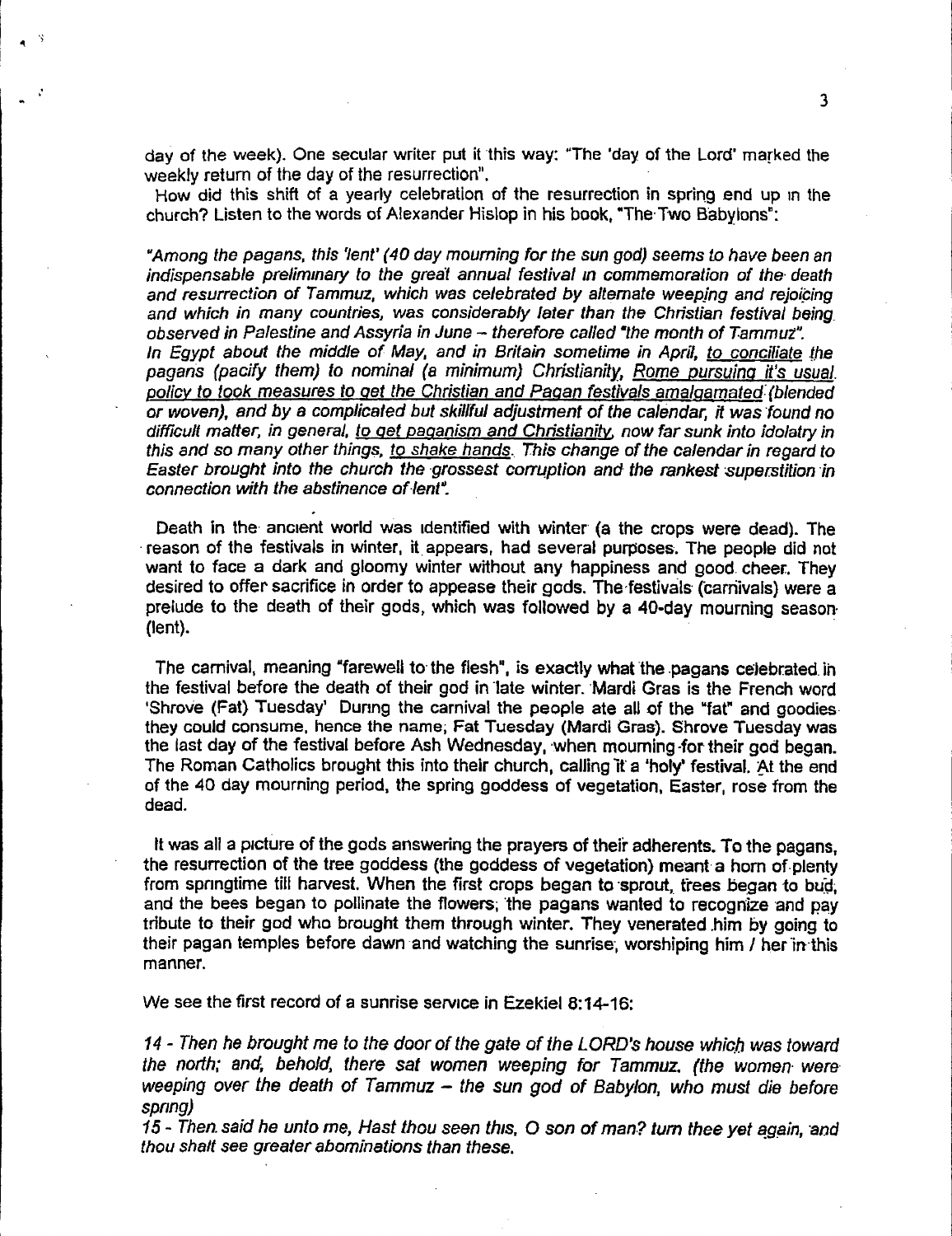day of the week). One secular writer put it this way: "The 'day of the Lord' marked the weekly return of the day of the resurrection".

How did this shift of a yearly celebration of the resurrection in spring end up in the church? Listen to the words of Alexander Hislop in his book, "The Two Babylons":

*"Among the pagans, this 'lent' (40 day mourning for the sun god) seems to have been an indispensable preliminary to the great annual festival in commemoration of the death and resurrection of Tammuz, which was celebrated by alternate weeping and rejoicing and which in many countries, was considerably later than the Christian festival being observed in Palestine and Assyria in June – therefore called "the month of Tammuz". In Egypt about the middle of May, and in Britain sometime in April, <u>to conciliate</u> the pagans (pacify them) to nominal (a minimum) Christianity, <u>Rome pursuing it's usual policy to took measures to get the Christian and Pagan festivals amalgamated</u> (blended or woven), and by a complicated but skillful adjustment of the calendar, it was found no difficult matter, in general, <u>to get paganism and Christianity</u>, now far sunk into idolatry in this and so many other things, <u>to shake hands</u>. This change of the calendar in regard to Easter brought into the church the grossest corruption and the rankest superstition in connection with the abstinence of lent".*

Death in the ancient world was identified with winter (a the crops were dead). The reason of the festivals in winter, it appears, had several purposes. The people did not want to face a dark and gloomy winter without any happiness and good cheer. They desired to offer sacrifice in order to appease their gods. The festivals (carnivals) were a prelude to the death of their gods, which was followed by a 40-day mourning season (lent).

The carnival, meaning "farewell to the flesh", is exactly what the pagans celebrated in the festival before the death of their god in late winter. Mardi Gras is the French word 'Shrove (Fat) Tuesday' During the carnival the people ate all of the "fat" and goodies they could consume, hence the name; Fat Tuesday (Mardi Gras). Shrove Tuesday was the last day of the festival before Ash Wednesday, when mourning for their god began. The Roman Catholics brought this into their church, calling it a 'holy' festival. At the end of the 40 day mourning period, the spring goddess of vegetation, Easter, rose from the dead.

It was all a picture of the gods answering the prayers of their adherents. To the pagans, the resurrection of the tree goddess (the goddess of vegetation) meant a horn of plenty from springtime till harvest. When the first crops began to sprout, trees began to bud, and the bees began to pollinate the flowers; the pagans wanted to recognize and pay tribute to their god who brought them through winter. They venerated him by going to their pagan temples before dawn and watching the sunrise, worshiping him / her in this manner.

We see the first record of a sunrise service in Ezekiel 8:14-16:

*14 - Then he brought me to the door of the gate of the LORD's house which was toward the north; and, behold, there sat women weeping for Tammuz. (the women were weeping over the death of Tammuz – the sun god of Babylon, who must die before spring)*

*15 - Then said he unto me, Hast thou seen this, O son of man? turn thee yet again, and thou shalt see greater abominations than these.*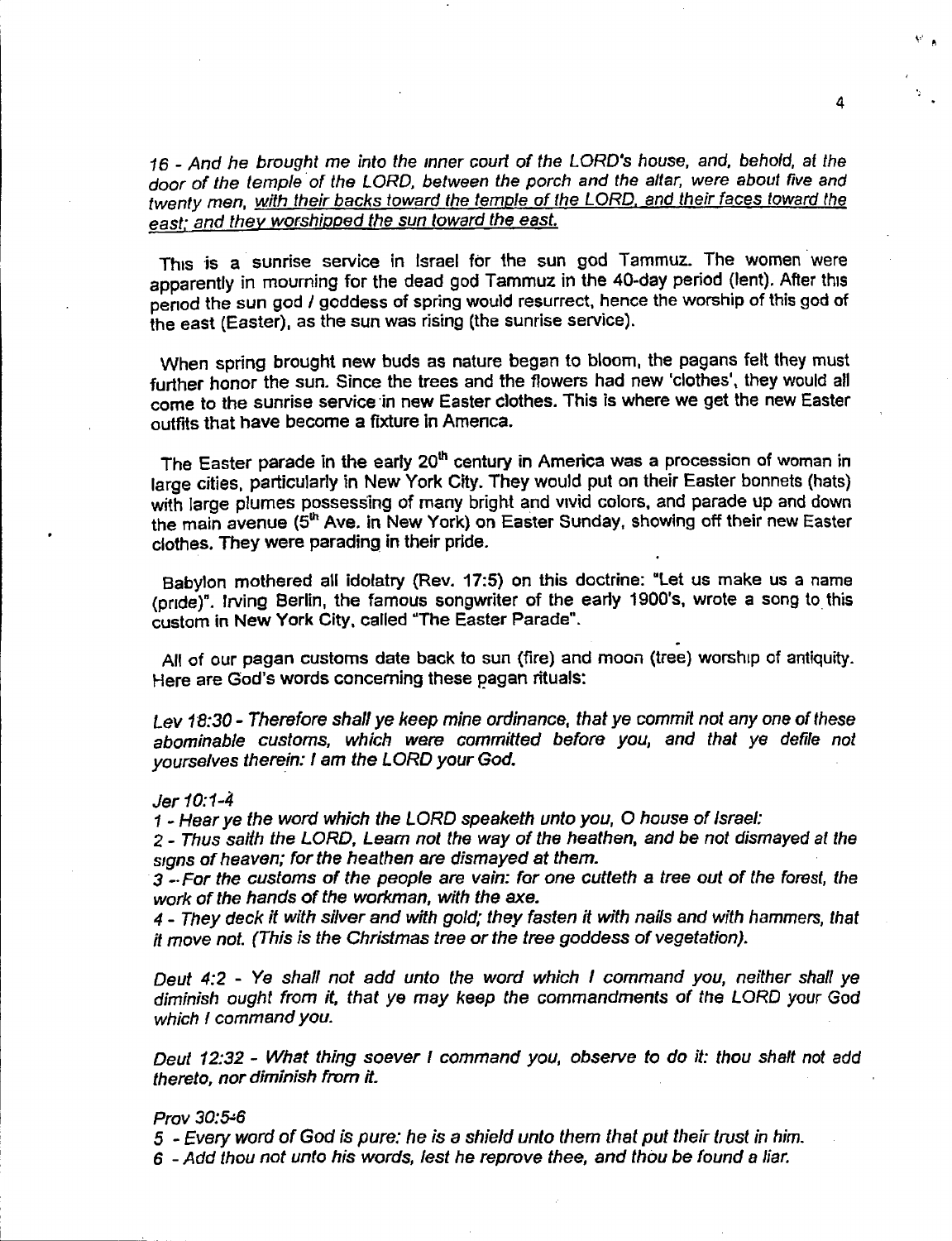*16 - And he brought me into the inner court of the LORD's house, and, behold, at the door of the temple of the LORD, between the porch and the altar, were about five and twenty men, with their backs toward the temple of the LORD, and their faces toward the east; and they worshipped the sun toward the east.*

This is a sunrise service in Israel for the sun god Tammuz. The women were apparently in mourning for the dead god Tammuz in the 40-day period (lent). After this period the sun god / goddess of spring would resurrect, hence the worship of this god of the east (Easter), as the sun was rising (the sunrise service).

When spring brought new buds as nature began to bloom, the pagans felt they must further honor the sun. Since the trees and the flowers had new 'clothes', they would all come to the sunrise service in new Easter clothes. This is where we get the new Easter outfits that have become a fixture in America.

The Easter parade in the early 20th century in America was a procession of woman in large cities, particularly in New York City. They would put on their Easter bonnets (hats) with large plumes possessing of many bright and vivid colors, and parade up and down the main avenue (5th Ave. in New York) on Easter Sunday, showing off their new Easter clothes. They were parading in their pride.

Babylon mothered all idolatry (Rev. 17:5) on this doctrine: "Let us make us a name (pride)". Irving Berlin, the famous songwriter of the early 1900's, wrote a song to this custom in New York City, called "The Easter Parade".

All of our pagan customs date back to sun (fire) and moon (tree) worship of antiquity. Here are God's words concerning these pagan rituals:

*Lev 18:30 - Therefore shall ye keep mine ordinance, that ye commit not any one of these abominable customs, which were committed before you, and that ye defile not yourselves therein: I am the LORD your God.*

*Jer 10:1-4*

*1 - Hear ye the word which the LORD speaketh unto you, O house of Israel:*

*2 - Thus saith the LORD, Learn not the way of the heathen, and be not dismayed at the signs of heaven; for the heathen are dismayed at them.*

*3 - For the customs of the people are vain: for one cutteth a tree out of the forest, the work of the hands of the workman, with the axe.*

*4 - They deck it with silver and with gold; they fasten it with nails and with hammers, that it move not. (This is the Christmas tree or the tree goddess of vegetation).*

*Deut 4:2 - Ye shall not add unto the word which I command you, neither shall ye diminish ought from it, that ye may keep the commandments of the LORD your God which I command you.*

*Deut 12:32 - What thing soever I command you, observe to do it: thou shalt not add thereto, nor diminish from it.*

*Prov 30:5-6*

*5 - Every word of God is pure: he is a shield unto them that put their trust in him.*

*6 - Add thou not unto his words, lest he reprove thee, and thou be found a liar.*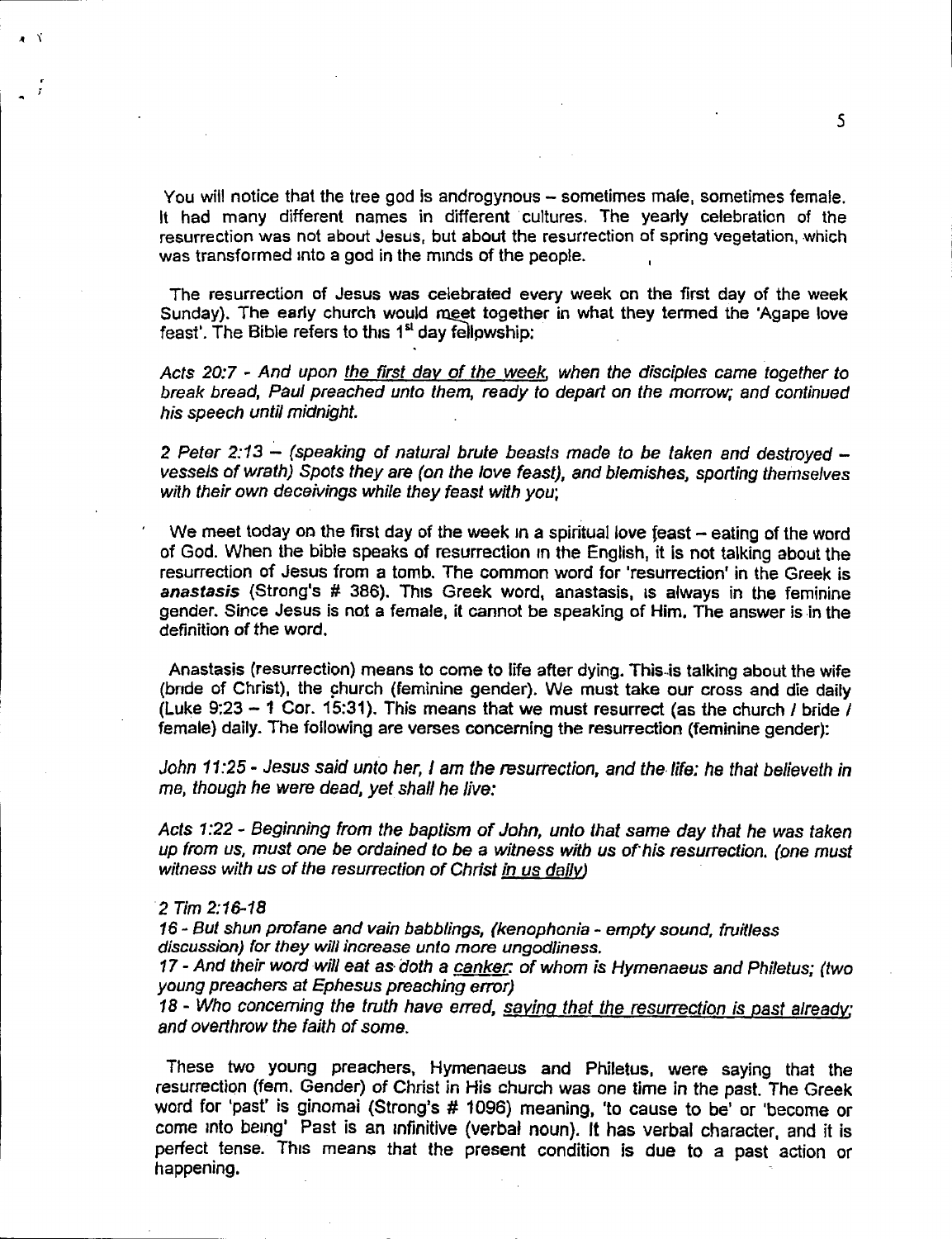You will notice that the tree god is androgynous – sometimes male, sometimes female. It had many different names in different cultures. The yearly celebration of the resurrection was not about Jesus, but about the resurrection of spring vegetation, which was transformed into a god in the minds of the people.

The resurrection of Jesus was celebrated every week on the first day of the week Sunday). The early church would meet together in what they termed the 'Agape love feast'. The Bible refers to this 1st day fellowship:

*Acts 20:7 - And upon the first day of the week, when the disciples came together to break bread, Paul preached unto them, ready to depart on the morrow; and continued his speech until midnight.*

*2 Peter 2:13 – (speaking of natural brute beasts made to be taken and destroyed – vessels of wrath) Spots they are (on the love feast), and blemishes, sporting themselves with their own deceivings while they feast with you;*

We meet today on the first day of the week in a spiritual love feast – eating of the word of God. When the bible speaks of resurrection in the English, it is not talking about the resurrection of Jesus from a tomb. The common word for 'resurrection' in the Greek is ***anastasis*** (Strong's # 386). This Greek word, anastasis, is always in the feminine gender. Since Jesus is not a female, it cannot be speaking of Him. The answer is in the definition of the word.

Anastasis (resurrection) means to come to life after dying. This is talking about the wife (bride of Christ), the church (feminine gender). We must take our cross and die daily (Luke 9:23 – 1 Cor. 15:31). This means that we must resurrect (as the church / bride / female) daily. The following are verses concerning the resurrection (feminine gender):

*John 11:25 - Jesus said unto her, I am the resurrection, and the life: he that believeth in me, though he were dead, yet shall he live:*

*Acts 1:22 - Beginning from the baptism of John, unto that same day that he was taken up from us, must one be ordained to be a witness with us of his resurrection. (one must witness with us of the resurrection of Christ in us daily)*

*2 Tim 2:16-18*
*16 - But shun profane and vain babblings, (kenophonia - empty sound, fruitless discussion) for they will increase unto more ungodliness.*
*17 - And their word will eat as doth a canker: of whom is Hymenaeus and Philetus; (two young preachers at Ephesus preaching error)*
*18 - Who concerning the truth have erred, saying that the resurrection is past already; and overthrow the faith of some.*

These two young preachers, Hymenaeus and Philetus, were saying that the resurrection (fem. Gender) of Christ in His church was one time in the past. The Greek word for 'past' is ginomai (Strong's # 1096) meaning, 'to cause to be' or 'become or come into being' Past is an infinitive (verbal noun). It has verbal character, and it is perfect tense. This means that the present condition is due to a past action or happening.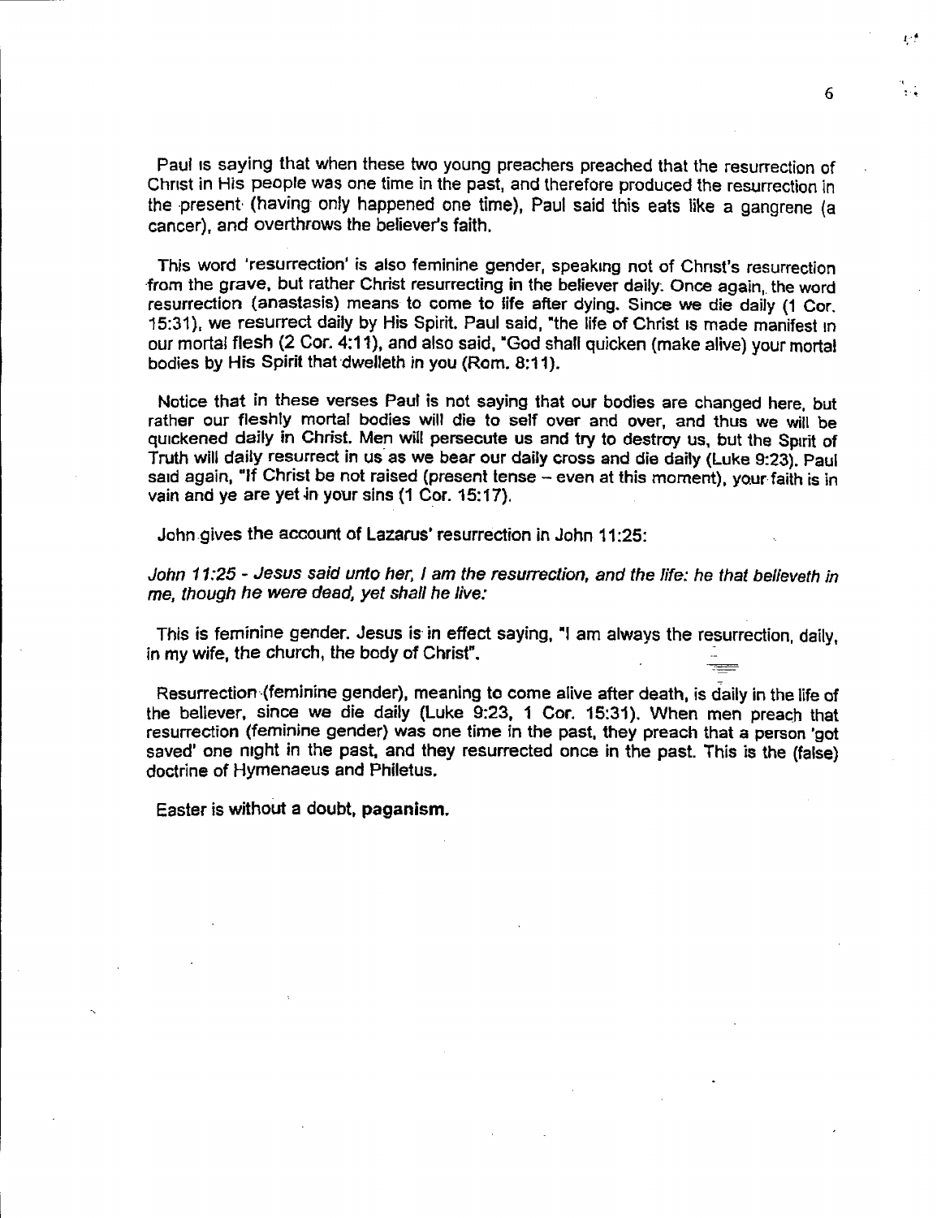Paul is saying that when these two young preachers preached that the resurrection of Christ in His people was one time in the past, and therefore produced the resurrection in the present (having only happened one time), Paul said this eats like a gangrene (a cancer), and overthrows the believer's faith.

This word 'resurrection' is also feminine gender, speaking not of Christ's resurrection from the grave, but rather Christ resurrecting in the believer daily. Once again, the word resurrection (anastasis) means to come to life after dying. Since we die daily (1 Cor. 15:31), we resurrect daily by His Spirit. Paul said, "the life of Christ is made manifest in our mortal flesh (2 Cor. 4:11), and also said, "God shall quicken (make alive) your mortal bodies by His Spirit that dwelleth in you (Rom. 8:11).

Notice that in these verses Paul is not saying that our bodies are changed here, but rather our fleshly mortal bodies will die to self over and over, and thus we will be quickened daily in Christ. Men will persecute us and try to destroy us, but the Spirit of Truth will daily resurrect in us as we bear our daily cross and die daily (Luke 9:23). Paul said again, "If Christ be not raised (present tense – even at this moment), your faith is in vain and ye are yet in your sins (1 Cor. 15:17).

John gives the account of Lazarus' resurrection in John 11:25:

*John 11:25 - Jesus said unto her, I am the resurrection, and the life: he that believeth in me, though he were dead, yet shall he live:*

This is feminine gender. Jesus is in effect saying, "I am always the resurrection, daily, in my wife, the church, the body of Christ".

Resurrection (feminine gender), meaning to come alive after death, is daily in the life of the believer, since we die daily (Luke 9:23, 1 Cor. 15:31). When men preach that resurrection (feminine gender) was one time in the past, they preach that a person 'got saved' one night in the past, and they resurrected once in the past. This is the (false) doctrine of Hymenaeus and Philetus.

Easter is without a doubt, **paganism.**